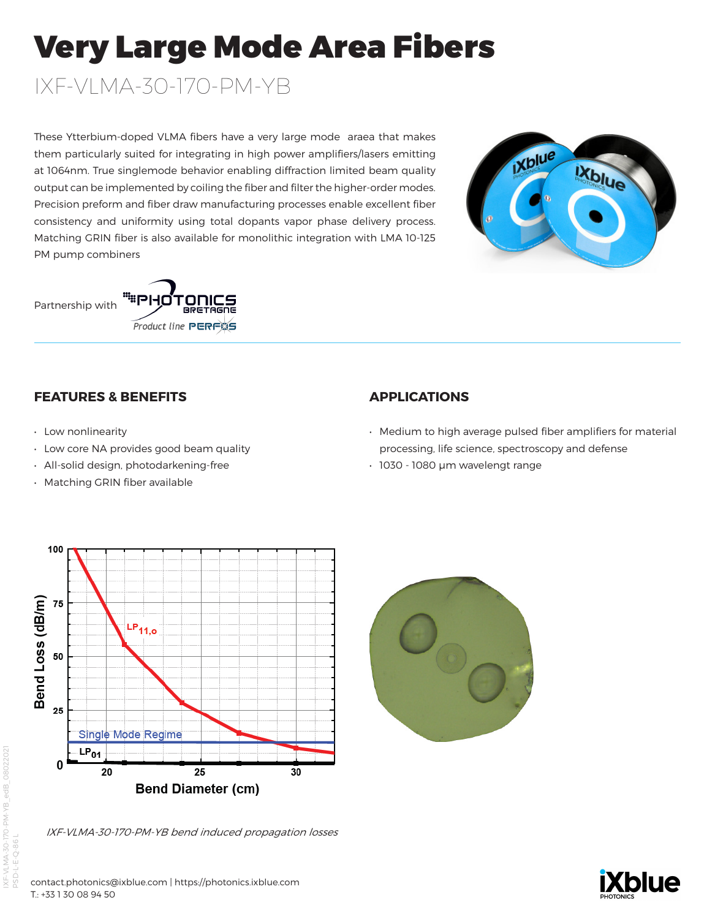# Very Large Mode Area Fibers

## IXF-VLMA-30-170-PM-YB

These Ytterbium-doped VLMA fibers have a very large mode araea that makes them particularly suited for integrating in high power amplifiers/lasers emitting at 1064nm. True singlemode behavior enabling diffraction limited beam quality output can be implemented by coiling the fiber and filter the higher-order modes. Precision preform and fiber draw manufacturing processes enable excellent fiber consistency and uniformity using total dopants vapor phase delivery process. Matching GRIN fiber is also available for monolithic integration with LMA 10-125 PM pump combiners

Partnership with PHOTONICS BRETAGNE Product line PERFOS

### FEATURES & BENEFITS

- Low nonlinearity
- Low core NA provides good beam quality
- All-solid design, photodarkening-free
- Matching GRIN fiber available

### APPLICATIONS

- Medium to high average pulsed fiber amplifiers for material processing, life science, spectroscopy and defense
- 1030 - 1080 µm wavelengt range

*IXF-VLMA-30-170-PM-YB bend induced propagation losses*

contact.photonics@ixblue.com | https://photonics.ixblue.com
T.: +33 1 30 08 94 50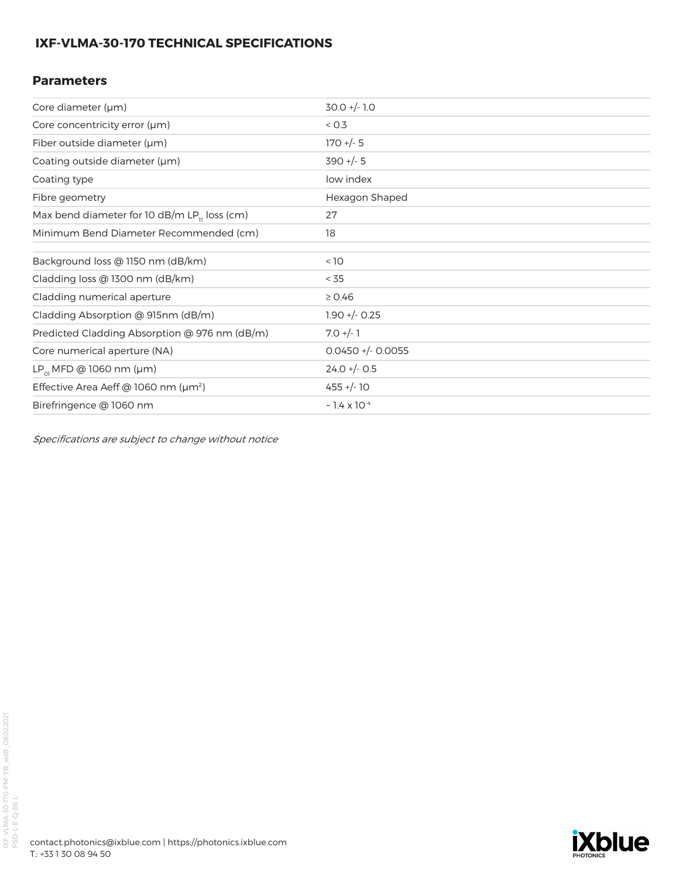# IXF-VLMA-30-170 TECHNICAL SPECIFICATIONS

## Parameters

| | |
|---|---|
| Core diameter (µm) | 30.0 +/- 1.0 |
| Core concentricity error (µm) | < 0.3 |
| Fiber outside diameter (µm) | 170 +/- 5 |
| Coating outside diameter (µm) | 390 +/- 5 |
| Coating type | low index |
| Fibre geometry | Hexagon Shaped |
| Max bend diameter for 10 dB/m $LP_{11}$ loss (cm) | 27 |
| Minimum Bend Diameter Recommended (cm) | 18 |
| Background loss @ 1150 nm (dB/km) | < 10 |
| Cladding loss @ 1300 nm (dB/km) | < 35 |
| Cladding numerical aperture | ≥ 0.46 |
| Cladding Absorption @ 915nm (dB/m) | 1.90 +/- 0.25 |
| Predicted Cladding Absorption @ 976 nm (dB/m) | 7.0 +/- 1 |
| Core numerical aperture (NA) | 0.0450 +/- 0.0055 |
| $LP_{01}$ MFD @ 1060 nm (µm) | 24.0 +/- 0.5 |
| Effective Area Aeff @ 1060 nm (µm$^2$) | 455 +/- 10 |
| Birefringence @ 1060 nm | ~ $1.4 \times 10^{-4}$ |

*Specifications are subject to change without notice*

IXF-VLMA-30-170-PM-YB_edB_08022021
PSD-L-E-Q-86 L

contact.photonics@ixblue.com | https://photonics.ixblue.com
T.: +33 1 30 08 94 50

iXblue PHOTONICS